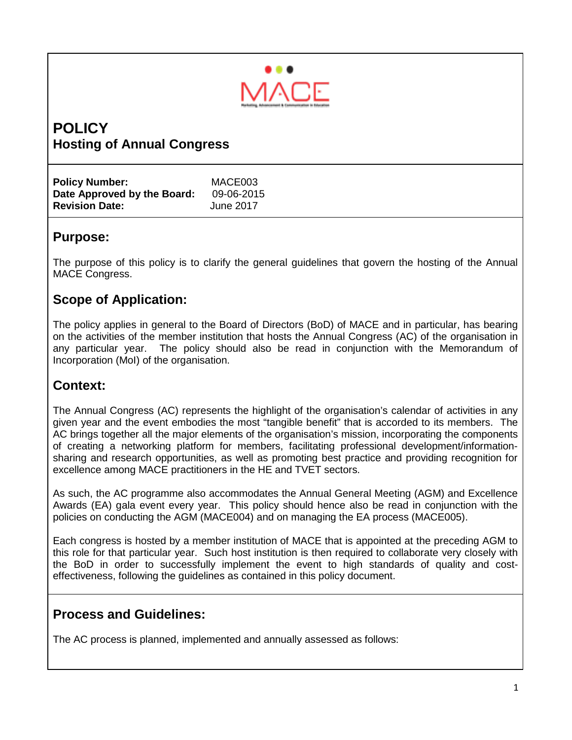# POLICY
## Hosting of Annual Congress

**Policy Number:** MACE003
**Date Approved by the Board:** 09-06-2015
**Revision Date:** June 2017

## Purpose:

The purpose of this policy is to clarify the general guidelines that govern the hosting of the Annual MACE Congress.

## Scope of Application:

The policy applies in general to the Board of Directors (BoD) of MACE and in particular, has bearing on the activities of the member institution that hosts the Annual Congress (AC) of the organisation in any particular year. The policy should also be read in conjunction with the Memorandum of Incorporation (MoI) of the organisation.

## Context:

The Annual Congress (AC) represents the highlight of the organisation's calendar of activities in any given year and the event embodies the most "tangible benefit" that is accorded to its members. The AC brings together all the major elements of the organisation's mission, incorporating the components of creating a networking platform for members, facilitating professional development/information-sharing and research opportunities, as well as promoting best practice and providing recognition for excellence among MACE practitioners in the HE and TVET sectors.

As such, the AC programme also accommodates the Annual General Meeting (AGM) and Excellence Awards (EA) gala event every year. This policy should hence also be read in conjunction with the policies on conducting the AGM (MACE004) and on managing the EA process (MACE005).

Each congress is hosted by a member institution of MACE that is appointed at the preceding AGM to this role for that particular year. Such host institution is then required to collaborate very closely with the BoD in order to successfully implement the event to high standards of quality and cost-effectiveness, following the guidelines as contained in this policy document.

## Process and Guidelines:

The AC process is planned, implemented and annually assessed as follows: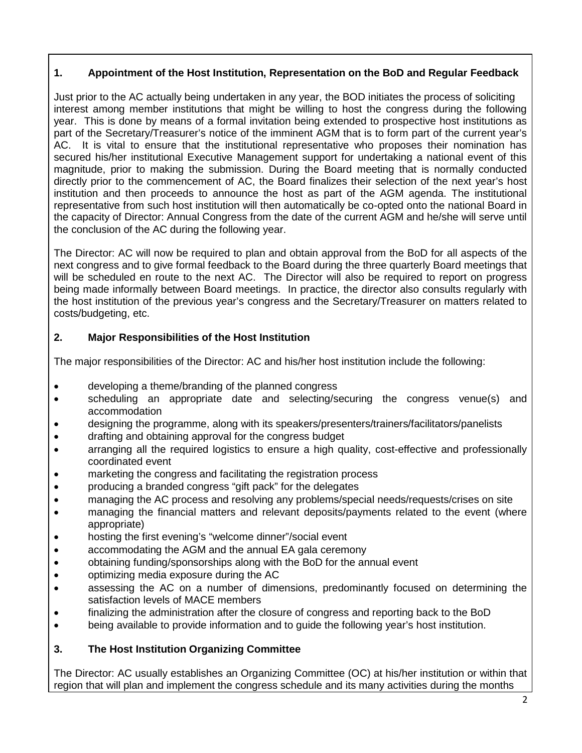## 1. Appointment of the Host Institution, Representation on the BoD and Regular Feedback

Just prior to the AC actually being undertaken in any year, the BOD initiates the process of soliciting interest among member institutions that might be willing to host the congress during the following year. This is done by means of a formal invitation being extended to prospective host institutions as part of the Secretary/Treasurer's notice of the imminent AGM that is to form part of the current year's AC. It is vital to ensure that the institutional representative who proposes their nomination has secured his/her institutional Executive Management support for undertaking a national event of this magnitude, prior to making the submission. During the Board meeting that is normally conducted directly prior to the commencement of AC, the Board finalizes their selection of the next year's host institution and then proceeds to announce the host as part of the AGM agenda. The institutional representative from such host institution will then automatically be co-opted onto the national Board in the capacity of Director: Annual Congress from the date of the current AGM and he/she will serve until the conclusion of the AC during the following year.

The Director: AC will now be required to plan and obtain approval from the BoD for all aspects of the next congress and to give formal feedback to the Board during the three quarterly Board meetings that will be scheduled en route to the next AC. The Director will also be required to report on progress being made informally between Board meetings. In practice, the director also consults regularly with the host institution of the previous year's congress and the Secretary/Treasurer on matters related to costs/budgeting, etc.

## 2. Major Responsibilities of the Host Institution

The major responsibilities of the Director: AC and his/her host institution include the following:

- developing a theme/branding of the planned congress
- scheduling an appropriate date and selecting/securing the congress venue(s) and accommodation
- designing the programme, along with its speakers/presenters/trainers/facilitators/panelists
- drafting and obtaining approval for the congress budget
- arranging all the required logistics to ensure a high quality, cost-effective and professionally coordinated event
- marketing the congress and facilitating the registration process
- producing a branded congress "gift pack" for the delegates
- managing the AC process and resolving any problems/special needs/requests/crises on site
- managing the financial matters and relevant deposits/payments related to the event (where appropriate)
- hosting the first evening's "welcome dinner"/social event
- accommodating the AGM and the annual EA gala ceremony
- obtaining funding/sponsorships along with the BoD for the annual event
- optimizing media exposure during the AC
- assessing the AC on a number of dimensions, predominantly focused on determining the satisfaction levels of MACE members
- finalizing the administration after the closure of congress and reporting back to the BoD
- being available to provide information and to guide the following year's host institution.

## 3. The Host Institution Organizing Committee

The Director: AC usually establishes an Organizing Committee (OC) at his/her institution or within that region that will plan and implement the congress schedule and its many activities during the months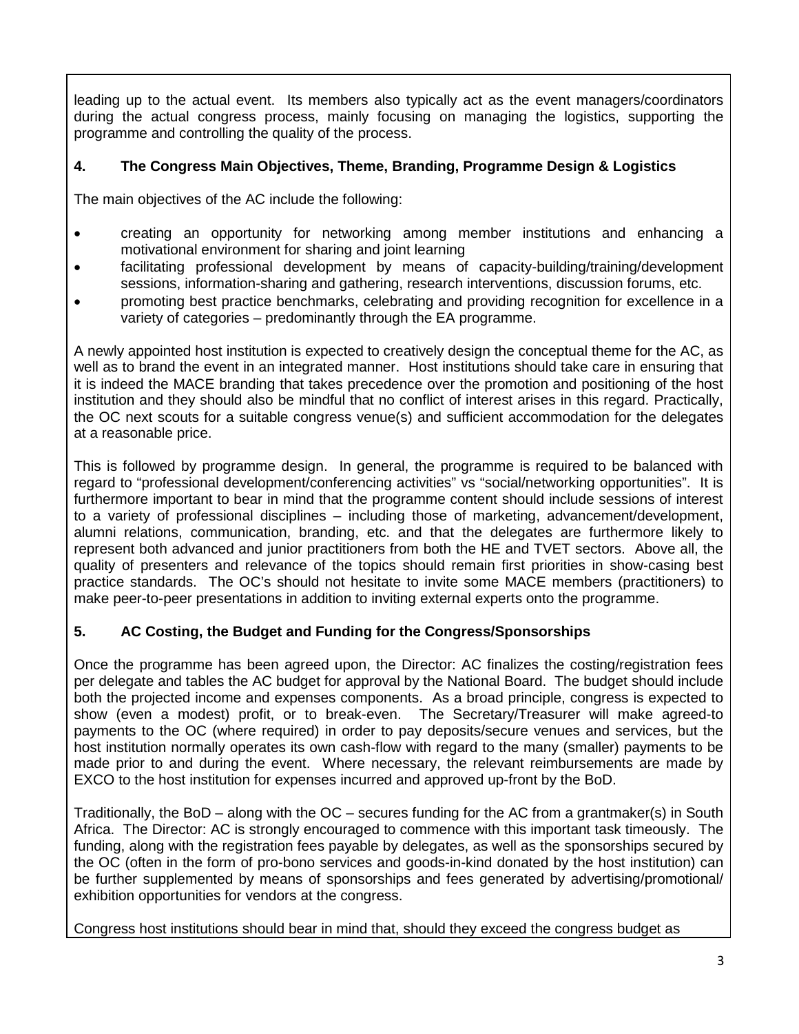leading up to the actual event. Its members also typically act as the event managers/coordinators during the actual congress process, mainly focusing on managing the logistics, supporting the programme and controlling the quality of the process.

## 4. The Congress Main Objectives, Theme, Branding, Programme Design & Logistics

The main objectives of the AC include the following:

- creating an opportunity for networking among member institutions and enhancing a motivational environment for sharing and joint learning
- facilitating professional development by means of capacity-building/training/development sessions, information-sharing and gathering, research interventions, discussion forums, etc.
- promoting best practice benchmarks, celebrating and providing recognition for excellence in a variety of categories – predominantly through the EA programme.

A newly appointed host institution is expected to creatively design the conceptual theme for the AC, as well as to brand the event in an integrated manner. Host institutions should take care in ensuring that it is indeed the MACE branding that takes precedence over the promotion and positioning of the host institution and they should also be mindful that no conflict of interest arises in this regard. Practically, the OC next scouts for a suitable congress venue(s) and sufficient accommodation for the delegates at a reasonable price.

This is followed by programme design. In general, the programme is required to be balanced with regard to "professional development/conferencing activities" vs "social/networking opportunities". It is furthermore important to bear in mind that the programme content should include sessions of interest to a variety of professional disciplines – including those of marketing, advancement/development, alumni relations, communication, branding, etc. and that the delegates are furthermore likely to represent both advanced and junior practitioners from both the HE and TVET sectors. Above all, the quality of presenters and relevance of the topics should remain first priorities in show-casing best practice standards. The OC's should not hesitate to invite some MACE members (practitioners) to make peer-to-peer presentations in addition to inviting external experts onto the programme.

## 5. AC Costing, the Budget and Funding for the Congress/Sponsorships

Once the programme has been agreed upon, the Director: AC finalizes the costing/registration fees per delegate and tables the AC budget for approval by the National Board. The budget should include both the projected income and expenses components. As a broad principle, congress is expected to show (even a modest) profit, or to break-even. The Secretary/Treasurer will make agreed-to payments to the OC (where required) in order to pay deposits/secure venues and services, but the host institution normally operates its own cash-flow with regard to the many (smaller) payments to be made prior to and during the event. Where necessary, the relevant reimbursements are made by EXCO to the host institution for expenses incurred and approved up-front by the BoD.

Traditionally, the BoD – along with the OC – secures funding for the AC from a grantmaker(s) in South Africa. The Director: AC is strongly encouraged to commence with this important task timeously. The funding, along with the registration fees payable by delegates, as well as the sponsorships secured by the OC (often in the form of pro-bono services and goods-in-kind donated by the host institution) can be further supplemented by means of sponsorships and fees generated by advertising/promotional/ exhibition opportunities for vendors at the congress.

Congress host institutions should bear in mind that, should they exceed the congress budget as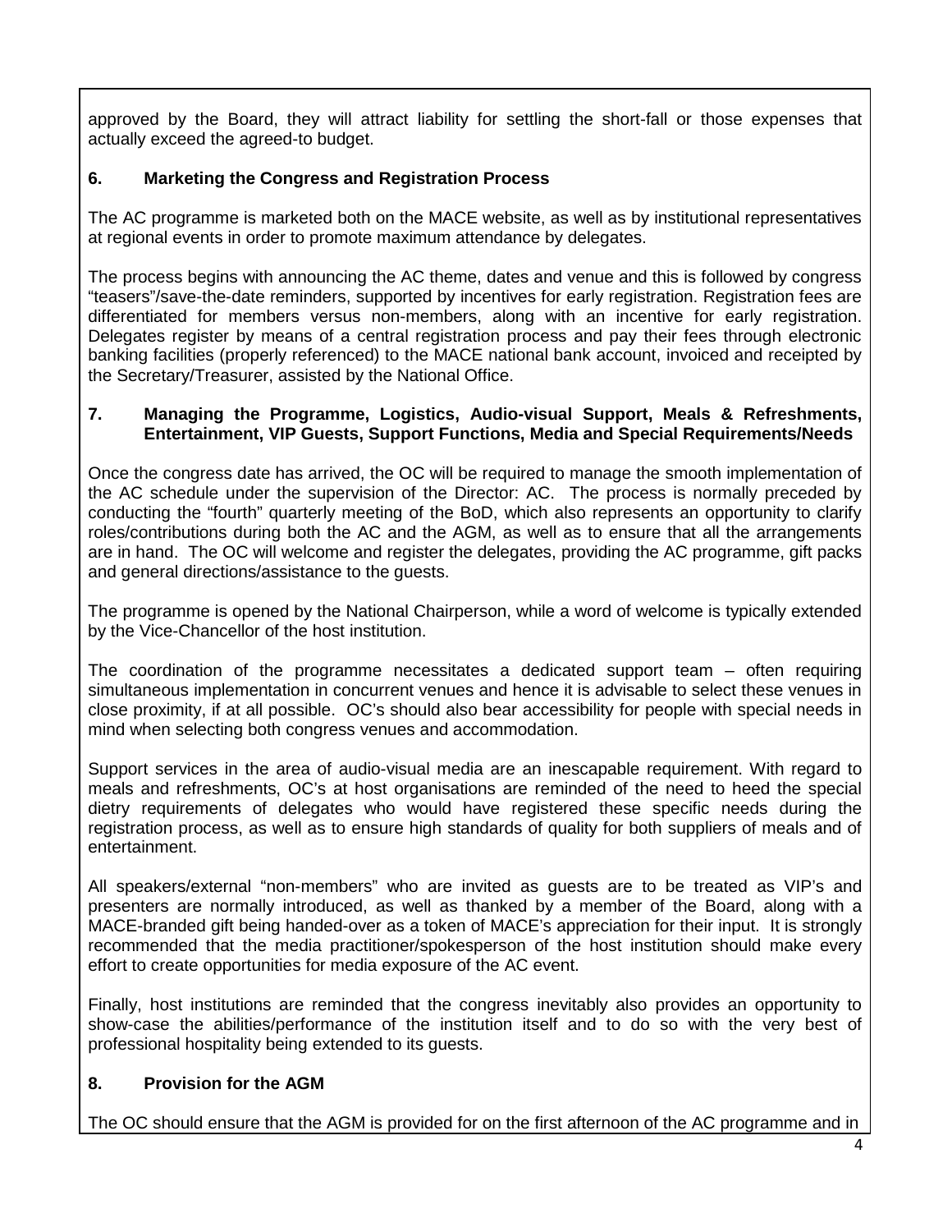approved by the Board, they will attract liability for settling the short-fall or those expenses that actually exceed the agreed-to budget.

## 6. Marketing the Congress and Registration Process

The AC programme is marketed both on the MACE website, as well as by institutional representatives at regional events in order to promote maximum attendance by delegates.

The process begins with announcing the AC theme, dates and venue and this is followed by congress "teasers"/save-the-date reminders, supported by incentives for early registration. Registration fees are differentiated for members versus non-members, along with an incentive for early registration. Delegates register by means of a central registration process and pay their fees through electronic banking facilities (properly referenced) to the MACE national bank account, invoiced and receipted by the Secretary/Treasurer, assisted by the National Office.

## 7. Managing the Programme, Logistics, Audio-visual Support, Meals & Refreshments, Entertainment, VIP Guests, Support Functions, Media and Special Requirements/Needs

Once the congress date has arrived, the OC will be required to manage the smooth implementation of the AC schedule under the supervision of the Director: AC. The process is normally preceded by conducting the "fourth" quarterly meeting of the BoD, which also represents an opportunity to clarify roles/contributions during both the AC and the AGM, as well as to ensure that all the arrangements are in hand. The OC will welcome and register the delegates, providing the AC programme, gift packs and general directions/assistance to the guests.

The programme is opened by the National Chairperson, while a word of welcome is typically extended by the Vice-Chancellor of the host institution.

The coordination of the programme necessitates a dedicated support team – often requiring simultaneous implementation in concurrent venues and hence it is advisable to select these venues in close proximity, if at all possible. OC's should also bear accessibility for people with special needs in mind when selecting both congress venues and accommodation.

Support services in the area of audio-visual media are an inescapable requirement. With regard to meals and refreshments, OC's at host organisations are reminded of the need to heed the special dietry requirements of delegates who would have registered these specific needs during the registration process, as well as to ensure high standards of quality for both suppliers of meals and of entertainment.

All speakers/external "non-members" who are invited as guests are to be treated as VIP's and presenters are normally introduced, as well as thanked by a member of the Board, along with a MACE-branded gift being handed-over as a token of MACE's appreciation for their input. It is strongly recommended that the media practitioner/spokesperson of the host institution should make every effort to create opportunities for media exposure of the AC event.

Finally, host institutions are reminded that the congress inevitably also provides an opportunity to show-case the abilities/performance of the institution itself and to do so with the very best of professional hospitality being extended to its guests.

## 8. Provision for the AGM

The OC should ensure that the AGM is provided for on the first afternoon of the AC programme and in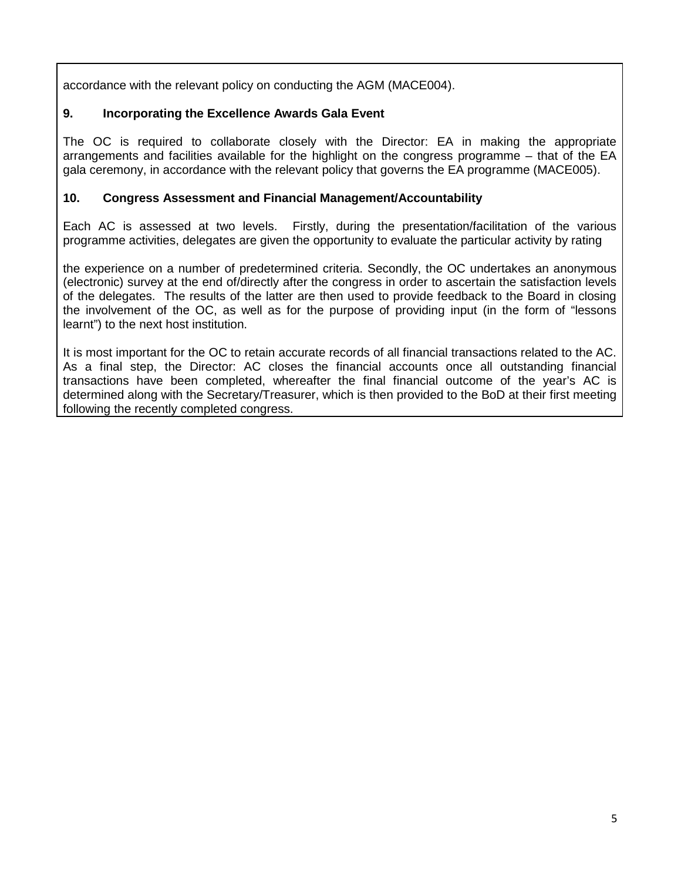accordance with the relevant policy on conducting the AGM (MACE004).

## 9. Incorporating the Excellence Awards Gala Event

The OC is required to collaborate closely with the Director: EA in making the appropriate arrangements and facilities available for the highlight on the congress programme – that of the EA gala ceremony, in accordance with the relevant policy that governs the EA programme (MACE005).

## 10. Congress Assessment and Financial Management/Accountability

Each AC is assessed at two levels. Firstly, during the presentation/facilitation of the various programme activities, delegates are given the opportunity to evaluate the particular activity by rating the experience on a number of predetermined criteria. Secondly, the OC undertakes an anonymous (electronic) survey at the end of/directly after the congress in order to ascertain the satisfaction levels of the delegates. The results of the latter are then used to provide feedback to the Board in closing the involvement of the OC, as well as for the purpose of providing input (in the form of "lessons learnt") to the next host institution.

It is most important for the OC to retain accurate records of all financial transactions related to the AC. As a final step, the Director: AC closes the financial accounts once all outstanding financial transactions have been completed, whereafter the final financial outcome of the year's AC is determined along with the Secretary/Treasurer, which is then provided to the BoD at their first meeting following the recently completed congress.